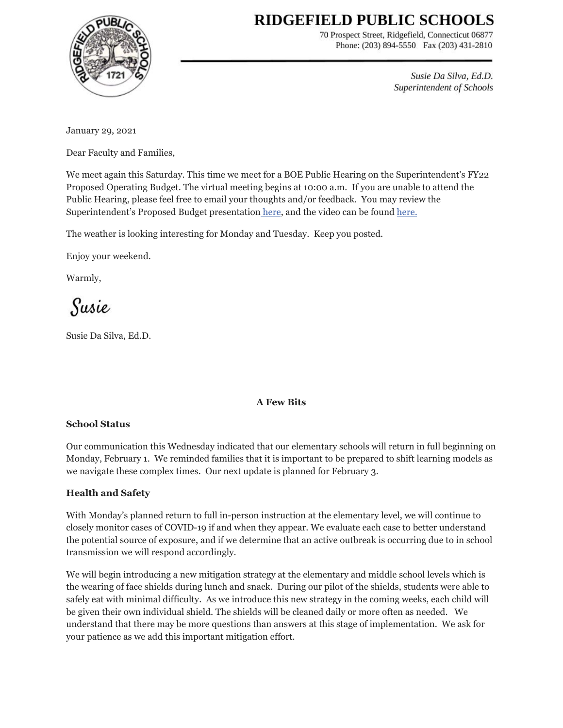# RIDGEFIELD PUBLIC SCHOOLS

70 Prospect Street, Ridgefield, Connecticut 06877
Phone: (203) 894-5550 Fax (203) 431-2810

*Susie Da Silva, Ed.D.*
*Superintendent of Schools*

January 29, 2021

Dear Faculty and Families,

We meet again this Saturday. This time we meet for a BOE Public Hearing on the Superintendent's FY22 Proposed Operating Budget. The virtual meeting begins at 10:00 a.m. If you are unable to attend the Public Hearing, please feel free to email your thoughts and/or feedback. You may review the Superintendent's Proposed Budget presentation here, and the video can be found here.

The weather is looking interesting for Monday and Tuesday. Keep you posted.

Enjoy your weekend.

Warmly,

Susie

Susie Da Silva, Ed.D.

**A Few Bits**

**School Status**

Our communication this Wednesday indicated that our elementary schools will return in full beginning on Monday, February 1. We reminded families that it is important to be prepared to shift learning models as we navigate these complex times. Our next update is planned for February 3.

**Health and Safety**

With Monday's planned return to full in-person instruction at the elementary level, we will continue to closely monitor cases of COVID-19 if and when they appear. We evaluate each case to better understand the potential source of exposure, and if we determine that an active outbreak is occurring due to in school transmission we will respond accordingly.

We will begin introducing a new mitigation strategy at the elementary and middle school levels which is the wearing of face shields during lunch and snack. During our pilot of the shields, students were able to safely eat with minimal difficulty. As we introduce this new strategy in the coming weeks, each child will be given their own individual shield. The shields will be cleaned daily or more often as needed. We understand that there may be more questions than answers at this stage of implementation. We ask for your patience as we add this important mitigation effort.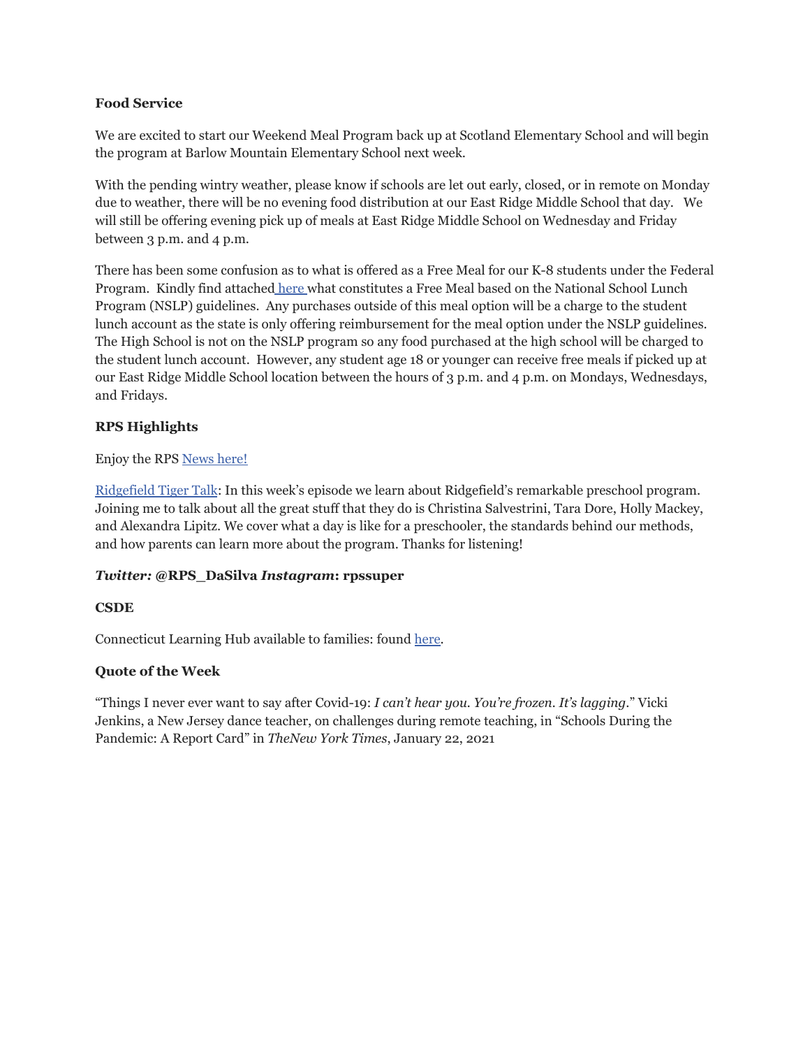**Food Service**

We are excited to start our Weekend Meal Program back up at Scotland Elementary School and will begin the program at Barlow Mountain Elementary School next week.

With the pending wintry weather, please know if schools are let out early, closed, or in remote on Monday due to weather, there will be no evening food distribution at our East Ridge Middle School that day. We will still be offering evening pick up of meals at East Ridge Middle School on Wednesday and Friday between 3 p.m. and 4 p.m.

There has been some confusion as to what is offered as a Free Meal for our K-8 students under the Federal Program. Kindly find attached here what constitutes a Free Meal based on the National School Lunch Program (NSLP) guidelines. Any purchases outside of this meal option will be a charge to the student lunch account as the state is only offering reimbursement for the meal option under the NSLP guidelines. The High School is not on the NSLP program so any food purchased at the high school will be charged to the student lunch account. However, any student age 18 or younger can receive free meals if picked up at our East Ridge Middle School location between the hours of 3 p.m. and 4 p.m. on Mondays, Wednesdays, and Fridays.

**RPS Highlights**

Enjoy the RPS News here!

Ridgefield Tiger Talk: In this week's episode we learn about Ridgefield's remarkable preschool program. Joining me to talk about all the great stuff that they do is Christina Salvestrini, Tara Dore, Holly Mackey, and Alexandra Lipitz. We cover what a day is like for a preschooler, the standards behind our methods, and how parents can learn more about the program. Thanks for listening!

***Twitter:* @RPS_DaSilva *Instagram*: rpssuper**

**CSDE**

Connecticut Learning Hub available to families: found here.

**Quote of the Week**

"Things I never ever want to say after Covid-19: *I can't hear you. You're frozen. It's lagging*." Vicki Jenkins, a New Jersey dance teacher, on challenges during remote teaching, in "Schools During the Pandemic: A Report Card" in *TheNew York Times*, January 22, 2021